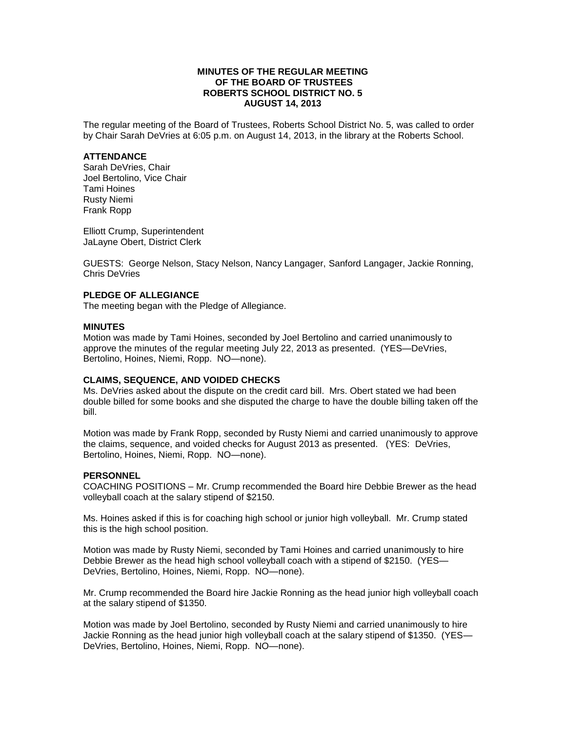**MINUTES OF THE REGULAR MEETING**
**OF THE BOARD OF TRUSTEES**
**ROBERTS SCHOOL DISTRICT NO. 5**
**AUGUST 14, 2013**

The regular meeting of the Board of Trustees, Roberts School District No. 5, was called to order by Chair Sarah DeVries at 6:05 p.m. on August 14, 2013, in the library at the Roberts School.

**ATTENDANCE**

Sarah DeVries, Chair
Joel Bertolino, Vice Chair
Tami Hoines
Rusty Niemi
Frank Ropp

Elliott Crump, Superintendent
JaLayne Obert, District Clerk

GUESTS: George Nelson, Stacy Nelson, Nancy Langager, Sanford Langager, Jackie Ronning, Chris DeVries

**PLEDGE OF ALLEGIANCE**

The meeting began with the Pledge of Allegiance.

**MINUTES**

Motion was made by Tami Hoines, seconded by Joel Bertolino and carried unanimously to approve the minutes of the regular meeting July 22, 2013 as presented. (YES—DeVries, Bertolino, Hoines, Niemi, Ropp. NO—none).

**CLAIMS, SEQUENCE, AND VOIDED CHECKS**

Ms. DeVries asked about the dispute on the credit card bill. Mrs. Obert stated we had been double billed for some books and she disputed the charge to have the double billing taken off the bill.

Motion was made by Frank Ropp, seconded by Rusty Niemi and carried unanimously to approve the claims, sequence, and voided checks for August 2013 as presented. (YES: DeVries, Bertolino, Hoines, Niemi, Ropp. NO—none).

**PERSONNEL**

COACHING POSITIONS – Mr. Crump recommended the Board hire Debbie Brewer as the head volleyball coach at the salary stipend of $2150.

Ms. Hoines asked if this is for coaching high school or junior high volleyball. Mr. Crump stated this is the high school position.

Motion was made by Rusty Niemi, seconded by Tami Hoines and carried unanimously to hire Debbie Brewer as the head high school volleyball coach with a stipend of $2150. (YES—DeVries, Bertolino, Hoines, Niemi, Ropp. NO—none).

Mr. Crump recommended the Board hire Jackie Ronning as the head junior high volleyball coach at the salary stipend of $1350.

Motion was made by Joel Bertolino, seconded by Rusty Niemi and carried unanimously to hire Jackie Ronning as the head junior high volleyball coach at the salary stipend of $1350. (YES—DeVries, Bertolino, Hoines, Niemi, Ropp. NO—none).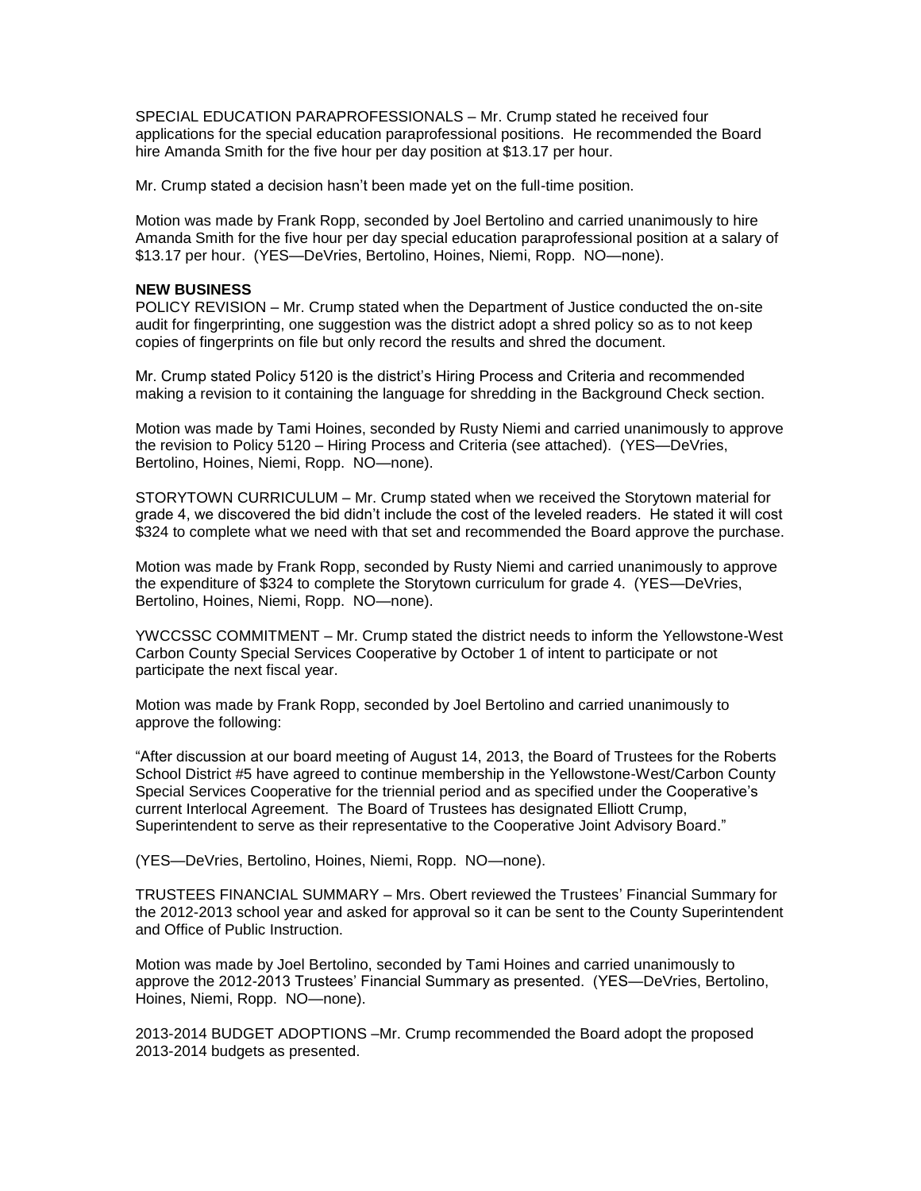SPECIAL EDUCATION PARAPROFESSIONALS – Mr. Crump stated he received four applications for the special education paraprofessional positions. He recommended the Board hire Amanda Smith for the five hour per day position at $13.17 per hour.

Mr. Crump stated a decision hasn't been made yet on the full-time position.

Motion was made by Frank Ropp, seconded by Joel Bertolino and carried unanimously to hire Amanda Smith for the five hour per day special education paraprofessional position at a salary of $13.17 per hour. (YES—DeVries, Bertolino, Hoines, Niemi, Ropp. NO—none).

**NEW BUSINESS**

POLICY REVISION – Mr. Crump stated when the Department of Justice conducted the on-site audit for fingerprinting, one suggestion was the district adopt a shred policy so as to not keep copies of fingerprints on file but only record the results and shred the document.

Mr. Crump stated Policy 5120 is the district's Hiring Process and Criteria and recommended making a revision to it containing the language for shredding in the Background Check section.

Motion was made by Tami Hoines, seconded by Rusty Niemi and carried unanimously to approve the revision to Policy 5120 – Hiring Process and Criteria (see attached). (YES—DeVries, Bertolino, Hoines, Niemi, Ropp. NO—none).

STORYTOWN CURRICULUM – Mr. Crump stated when we received the Storytown material for grade 4, we discovered the bid didn't include the cost of the leveled readers. He stated it will cost $324 to complete what we need with that set and recommended the Board approve the purchase.

Motion was made by Frank Ropp, seconded by Rusty Niemi and carried unanimously to approve the expenditure of $324 to complete the Storytown curriculum for grade 4. (YES—DeVries, Bertolino, Hoines, Niemi, Ropp. NO—none).

YWCCSSC COMMITMENT – Mr. Crump stated the district needs to inform the Yellowstone-West Carbon County Special Services Cooperative by October 1 of intent to participate or not participate the next fiscal year.

Motion was made by Frank Ropp, seconded by Joel Bertolino and carried unanimously to approve the following:

"After discussion at our board meeting of August 14, 2013, the Board of Trustees for the Roberts School District #5 have agreed to continue membership in the Yellowstone-West/Carbon County Special Services Cooperative for the triennial period and as specified under the Cooperative's current Interlocal Agreement. The Board of Trustees has designated Elliott Crump, Superintendent to serve as their representative to the Cooperative Joint Advisory Board."

(YES—DeVries, Bertolino, Hoines, Niemi, Ropp. NO—none).

TRUSTEES FINANCIAL SUMMARY – Mrs. Obert reviewed the Trustees' Financial Summary for the 2012-2013 school year and asked for approval so it can be sent to the County Superintendent and Office of Public Instruction.

Motion was made by Joel Bertolino, seconded by Tami Hoines and carried unanimously to approve the 2012-2013 Trustees' Financial Summary as presented. (YES—DeVries, Bertolino, Hoines, Niemi, Ropp. NO—none).

2013-2014 BUDGET ADOPTIONS –Mr. Crump recommended the Board adopt the proposed 2013-2014 budgets as presented.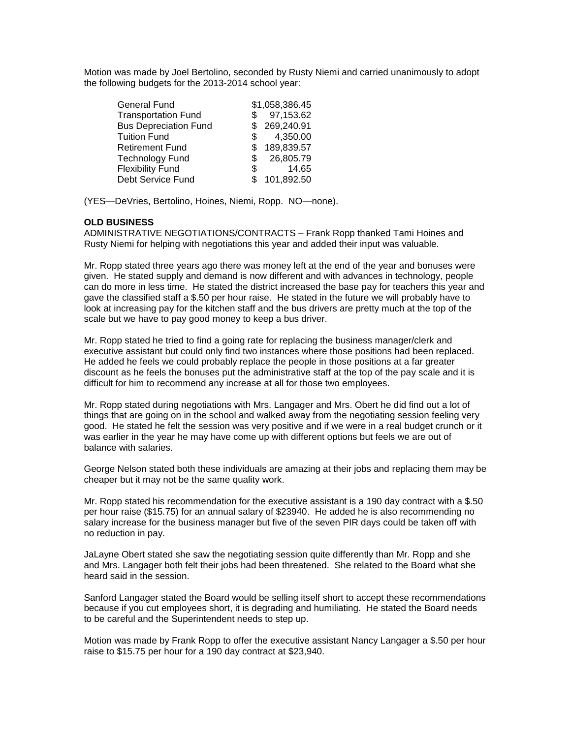Motion was made by Joel Bertolino, seconded by Rusty Niemi and carried unanimously to adopt the following budgets for the 2013-2014 school year:

| | |
|---|---|
| General Fund | $1,058,386.45 |
| Transportation Fund | $ 97,153.62 |
| Bus Depreciation Fund | $ 269,240.91 |
| Tuition Fund | $ 4,350.00 |
| Retirement Fund | $ 189,839.57 |
| Technology Fund | $ 26,805.79 |
| Flexibility Fund | $ 14.65 |
| Debt Service Fund | $ 101,892.50 |

(YES—DeVries, Bertolino, Hoines, Niemi, Ropp. NO—none).

**OLD BUSINESS**

ADMINISTRATIVE NEGOTIATIONS/CONTRACTS – Frank Ropp thanked Tami Hoines and Rusty Niemi for helping with negotiations this year and added their input was valuable.

Mr. Ropp stated three years ago there was money left at the end of the year and bonuses were given. He stated supply and demand is now different and with advances in technology, people can do more in less time. He stated the district increased the base pay for teachers this year and gave the classified staff a $.50 per hour raise. He stated in the future we will probably have to look at increasing pay for the kitchen staff and the bus drivers are pretty much at the top of the scale but we have to pay good money to keep a bus driver.

Mr. Ropp stated he tried to find a going rate for replacing the business manager/clerk and executive assistant but could only find two instances where those positions had been replaced. He added he feels we could probably replace the people in those positions at a far greater discount as he feels the bonuses put the administrative staff at the top of the pay scale and it is difficult for him to recommend any increase at all for those two employees.

Mr. Ropp stated during negotiations with Mrs. Langager and Mrs. Obert he did find out a lot of things that are going on in the school and walked away from the negotiating session feeling very good. He stated he felt the session was very positive and if we were in a real budget crunch or it was earlier in the year he may have come up with different options but feels we are out of balance with salaries.

George Nelson stated both these individuals are amazing at their jobs and replacing them may be cheaper but it may not be the same quality work.

Mr. Ropp stated his recommendation for the executive assistant is a 190 day contract with a $.50 per hour raise ($15.75) for an annual salary of $23940. He added he is also recommending no salary increase for the business manager but five of the seven PIR days could be taken off with no reduction in pay.

JaLayne Obert stated she saw the negotiating session quite differently than Mr. Ropp and she and Mrs. Langager both felt their jobs had been threatened. She related to the Board what she heard said in the session.

Sanford Langager stated the Board would be selling itself short to accept these recommendations because if you cut employees short, it is degrading and humiliating. He stated the Board needs to be careful and the Superintendent needs to step up.

Motion was made by Frank Ropp to offer the executive assistant Nancy Langager a $.50 per hour raise to $15.75 per hour for a 190 day contract at $23,940.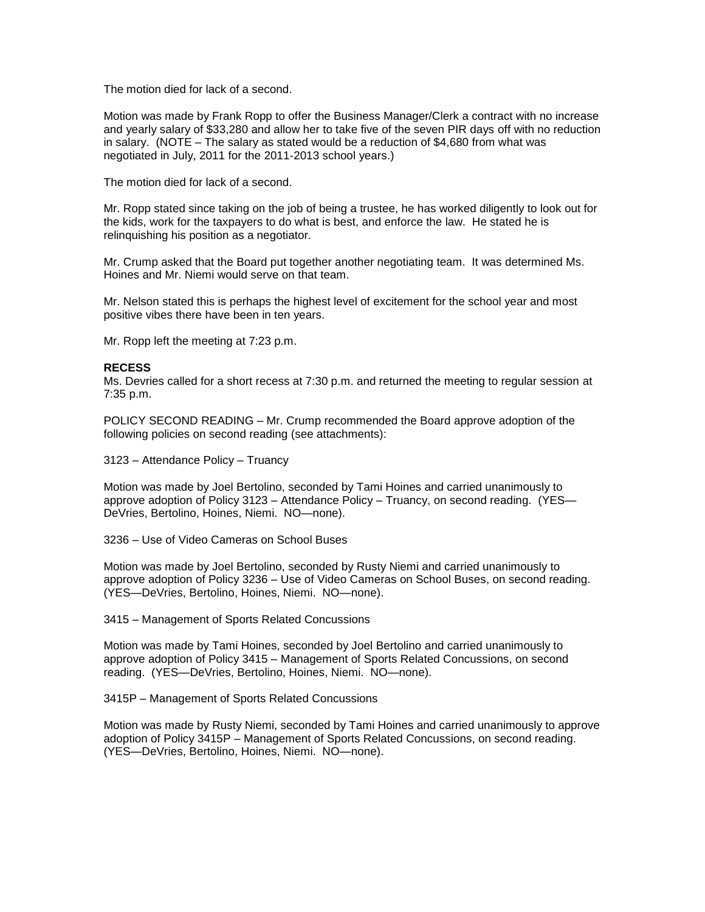The motion died for lack of a second.

Motion was made by Frank Ropp to offer the Business Manager/Clerk a contract with no increase and yearly salary of $33,280 and allow her to take five of the seven PIR days off with no reduction in salary. (NOTE – The salary as stated would be a reduction of $4,680 from what was negotiated in July, 2011 for the 2011-2013 school years.)

The motion died for lack of a second.

Mr. Ropp stated since taking on the job of being a trustee, he has worked diligently to look out for the kids, work for the taxpayers to do what is best, and enforce the law. He stated he is relinquishing his position as a negotiator.

Mr. Crump asked that the Board put together another negotiating team. It was determined Ms. Hoines and Mr. Niemi would serve on that team.

Mr. Nelson stated this is perhaps the highest level of excitement for the school year and most positive vibes there have been in ten years.

Mr. Ropp left the meeting at 7:23 p.m.

**RECESS**

Ms. Devries called for a short recess at 7:30 p.m. and returned the meeting to regular session at 7:35 p.m.

POLICY SECOND READING – Mr. Crump recommended the Board approve adoption of the following policies on second reading (see attachments):

3123 – Attendance Policy – Truancy

Motion was made by Joel Bertolino, seconded by Tami Hoines and carried unanimously to approve adoption of Policy 3123 – Attendance Policy – Truancy, on second reading. (YES—DeVries, Bertolino, Hoines, Niemi. NO—none).

3236 – Use of Video Cameras on School Buses

Motion was made by Joel Bertolino, seconded by Rusty Niemi and carried unanimously to approve adoption of Policy 3236 – Use of Video Cameras on School Buses, on second reading. (YES—DeVries, Bertolino, Hoines, Niemi. NO—none).

3415 – Management of Sports Related Concussions

Motion was made by Tami Hoines, seconded by Joel Bertolino and carried unanimously to approve adoption of Policy 3415 – Management of Sports Related Concussions, on second reading. (YES—DeVries, Bertolino, Hoines, Niemi. NO—none).

3415P – Management of Sports Related Concussions

Motion was made by Rusty Niemi, seconded by Tami Hoines and carried unanimously to approve adoption of Policy 3415P – Management of Sports Related Concussions, on second reading. (YES—DeVries, Bertolino, Hoines, Niemi. NO—none).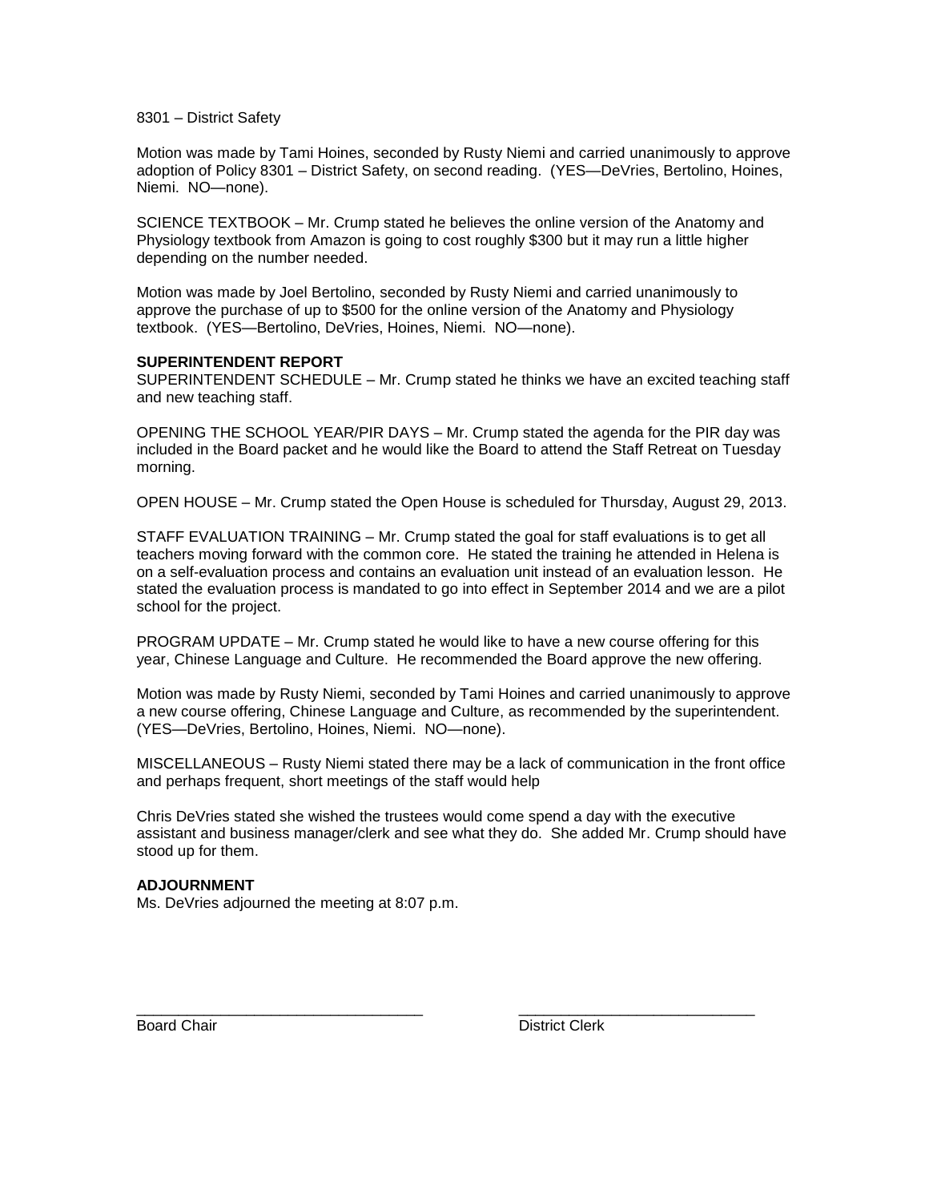8301 – District Safety

Motion was made by Tami Hoines, seconded by Rusty Niemi and carried unanimously to approve adoption of Policy 8301 – District Safety, on second reading. (YES—DeVries, Bertolino, Hoines, Niemi. NO—none).

SCIENCE TEXTBOOK – Mr. Crump stated he believes the online version of the Anatomy and Physiology textbook from Amazon is going to cost roughly $300 but it may run a little higher depending on the number needed.

Motion was made by Joel Bertolino, seconded by Rusty Niemi and carried unanimously to approve the purchase of up to $500 for the online version of the Anatomy and Physiology textbook. (YES—Bertolino, DeVries, Hoines, Niemi. NO—none).

**SUPERINTENDENT REPORT**

SUPERINTENDENT SCHEDULE – Mr. Crump stated he thinks we have an excited teaching staff and new teaching staff.

OPENING THE SCHOOL YEAR/PIR DAYS – Mr. Crump stated the agenda for the PIR day was included in the Board packet and he would like the Board to attend the Staff Retreat on Tuesday morning.

OPEN HOUSE – Mr. Crump stated the Open House is scheduled for Thursday, August 29, 2013.

STAFF EVALUATION TRAINING – Mr. Crump stated the goal for staff evaluations is to get all teachers moving forward with the common core. He stated the training he attended in Helena is on a self-evaluation process and contains an evaluation unit instead of an evaluation lesson. He stated the evaluation process is mandated to go into effect in September 2014 and we are a pilot school for the project.

PROGRAM UPDATE – Mr. Crump stated he would like to have a new course offering for this year, Chinese Language and Culture. He recommended the Board approve the new offering.

Motion was made by Rusty Niemi, seconded by Tami Hoines and carried unanimously to approve a new course offering, Chinese Language and Culture, as recommended by the superintendent. (YES—DeVries, Bertolino, Hoines, Niemi. NO—none).

MISCELLANEOUS – Rusty Niemi stated there may be a lack of communication in the front office and perhaps frequent, short meetings of the staff would help

Chris DeVries stated she wished the trustees would come spend a day with the executive assistant and business manager/clerk and see what they do. She added Mr. Crump should have stood up for them.

**ADJOURNMENT**

Ms. DeVries adjourned the meeting at 8:07 p.m.

\_\_\_\_\_\_\_\_\_\_\_\_\_\_\_\_\_\_\_\_\_\_\_\_\_\_\_\_\_\_\_\_\_\_\_ \_\_\_\_\_\_\_\_\_\_\_\_\_\_\_\_\_\_\_\_\_\_\_\_\_\_\_\_\_\_

Board Chair District Clerk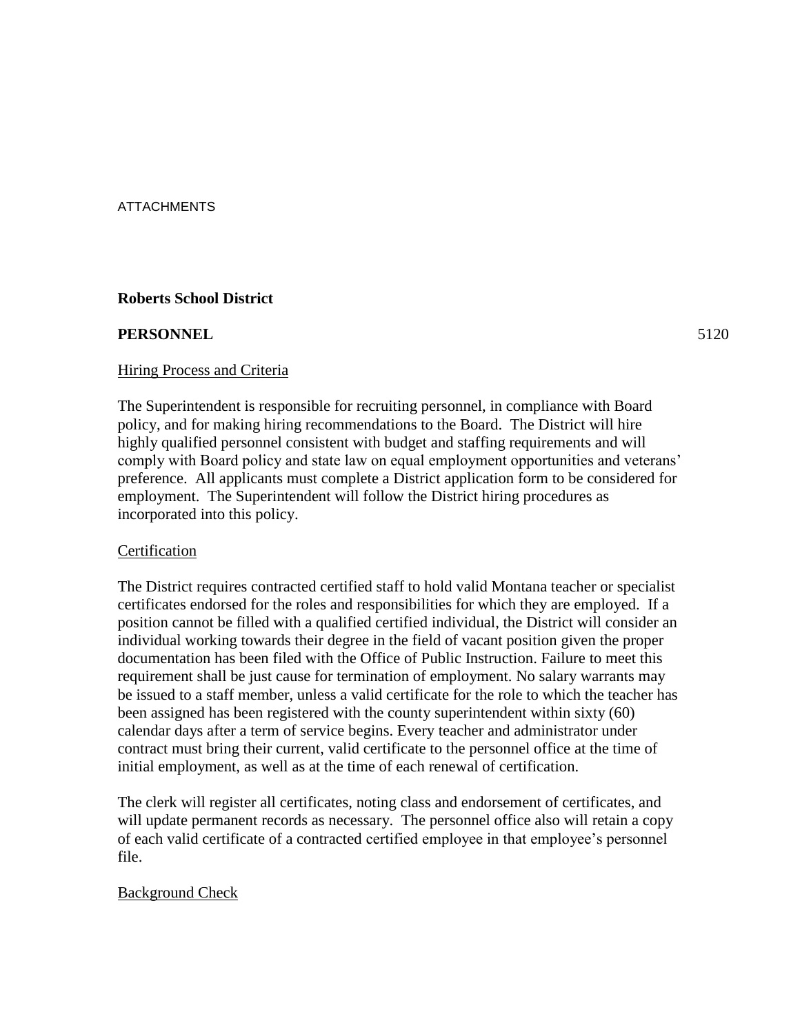ATTACHMENTS

**Roberts School District**

**PERSONNEL** 5120

Hiring Process and Criteria

The Superintendent is responsible for recruiting personnel, in compliance with Board policy, and for making hiring recommendations to the Board. The District will hire highly qualified personnel consistent with budget and staffing requirements and will comply with Board policy and state law on equal employment opportunities and veterans' preference. All applicants must complete a District application form to be considered for employment. The Superintendent will follow the District hiring procedures as incorporated into this policy.

Certification

The District requires contracted certified staff to hold valid Montana teacher or specialist certificates endorsed for the roles and responsibilities for which they are employed. If a position cannot be filled with a qualified certified individual, the District will consider an individual working towards their degree in the field of vacant position given the proper documentation has been filed with the Office of Public Instruction. Failure to meet this requirement shall be just cause for termination of employment. No salary warrants may be issued to a staff member, unless a valid certificate for the role to which the teacher has been assigned has been registered with the county superintendent within sixty (60) calendar days after a term of service begins. Every teacher and administrator under contract must bring their current, valid certificate to the personnel office at the time of initial employment, as well as at the time of each renewal of certification.

The clerk will register all certificates, noting class and endorsement of certificates, and will update permanent records as necessary. The personnel office also will retain a copy of each valid certificate of a contracted certified employee in that employee's personnel file.

Background Check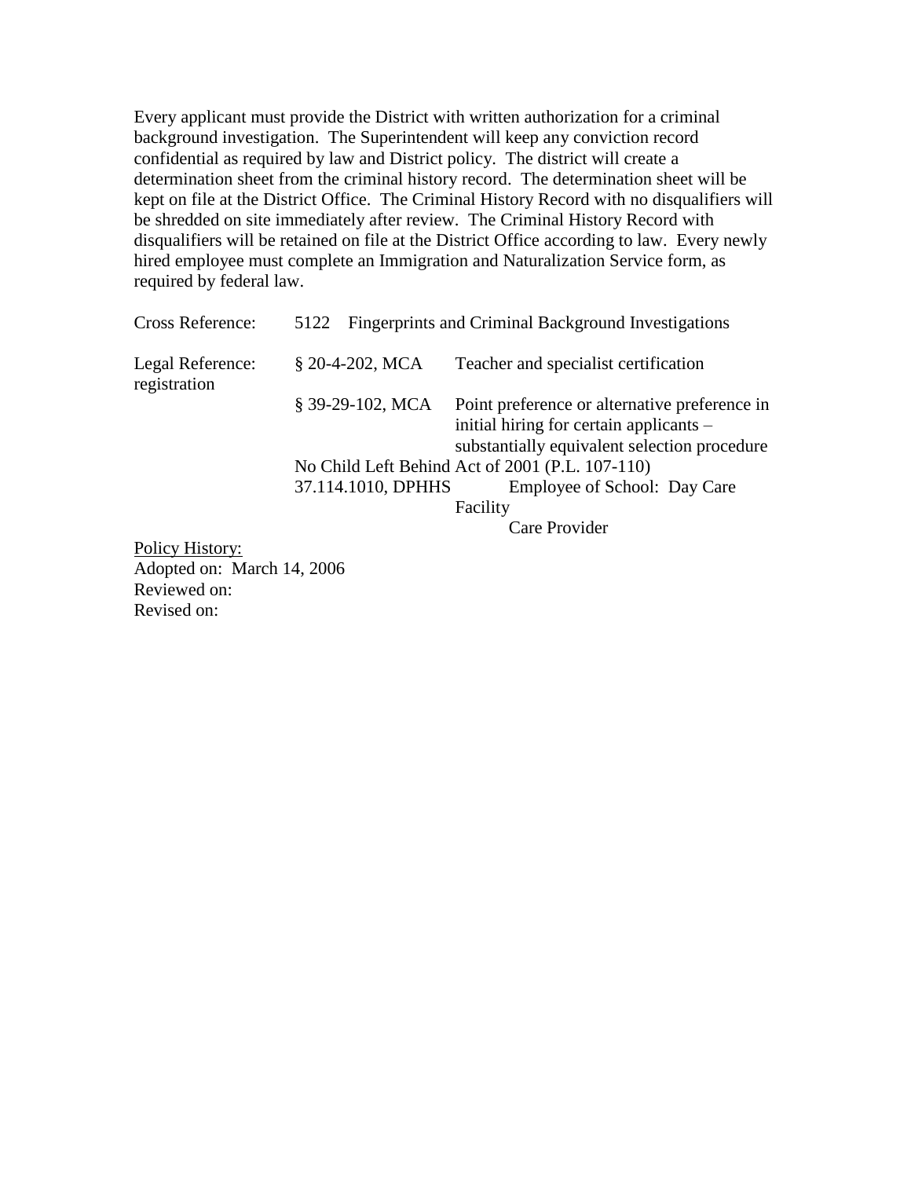Every applicant must provide the District with written authorization for a criminal background investigation. The Superintendent will keep any conviction record confidential as required by law and District policy. The district will create a determination sheet from the criminal history record. The determination sheet will be kept on file at the District Office. The Criminal History Record with no disqualifiers will be shredded on site immediately after review. The Criminal History Record with disqualifiers will be retained on file at the District Office according to law. Every newly hired employee must complete an Immigration and Naturalization Service form, as required by federal law.

Cross Reference: 5122 Fingerprints and Criminal Background Investigations

Legal Reference:

| | |
|---|---|
| § 20-4-202, MCA | Teacher and specialist certification registration |
| § 39-29-102, MCA | Point preference or alternative preference in initial hiring for certain applicants – substantially equivalent selection procedure |
| No Child Left Behind Act of 2001 (P.L. 107-110) | |
| 37.114.1010, DPHHS | Employee of School: Day Care Facility Care Provider |

<u>Policy History:</u>
Adopted on: March 14, 2006
Reviewed on:
Revised on: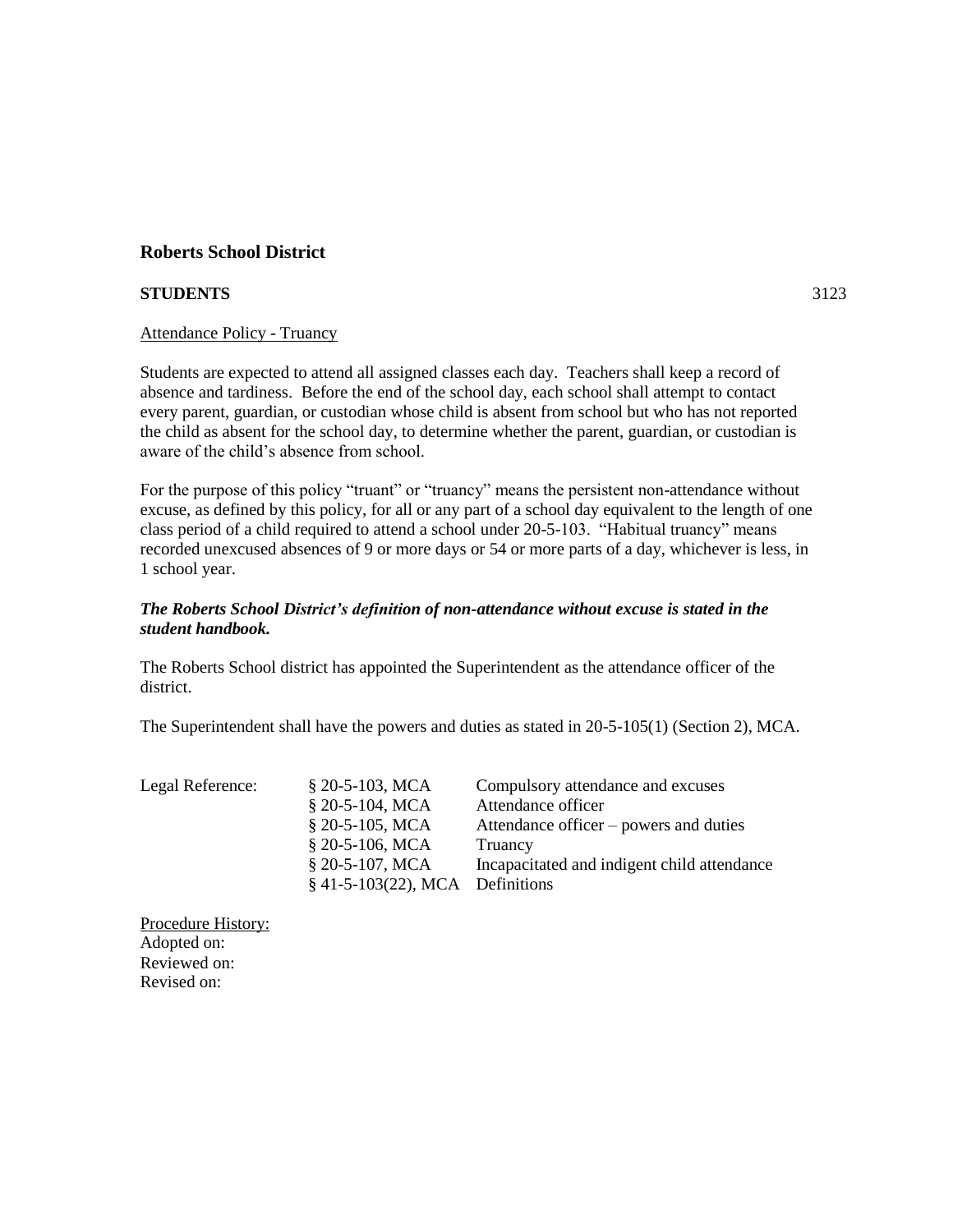# Roberts School District

**STUDENTS** 3123

<u>Attendance Policy - Truancy</u>

Students are expected to attend all assigned classes each day. Teachers shall keep a record of absence and tardiness. Before the end of the school day, each school shall attempt to contact every parent, guardian, or custodian whose child is absent from school but who has not reported the child as absent for the school day, to determine whether the parent, guardian, or custodian is aware of the child's absence from school.

For the purpose of this policy "truant" or "truancy" means the persistent non-attendance without excuse, as defined by this policy, for all or any part of a school day equivalent to the length of one class period of a child required to attend a school under 20-5-103. "Habitual truancy" means recorded unexcused absences of 9 or more days or 54 or more parts of a day, whichever is less, in 1 school year.

***The Roberts School District's definition of non-attendance without excuse is stated in the student handbook.***

The Roberts School district has appointed the Superintendent as the attendance officer of the district.

The Superintendent shall have the powers and duties as stated in 20-5-105(1) (Section 2), MCA.

| Legal Reference: | § 20-5-103, MCA | Compulsory attendance and excuses |
|---|---|---|
| | § 20-5-104, MCA | Attendance officer |
| | § 20-5-105, MCA | Attendance officer – powers and duties |
| | § 20-5-106, MCA | Truancy |
| | § 20-5-107, MCA | Incapacitated and indigent child attendance |
| | § 41-5-103(22), MCA | Definitions |

<u>Procedure History:</u>
Adopted on:
Reviewed on:
Revised on: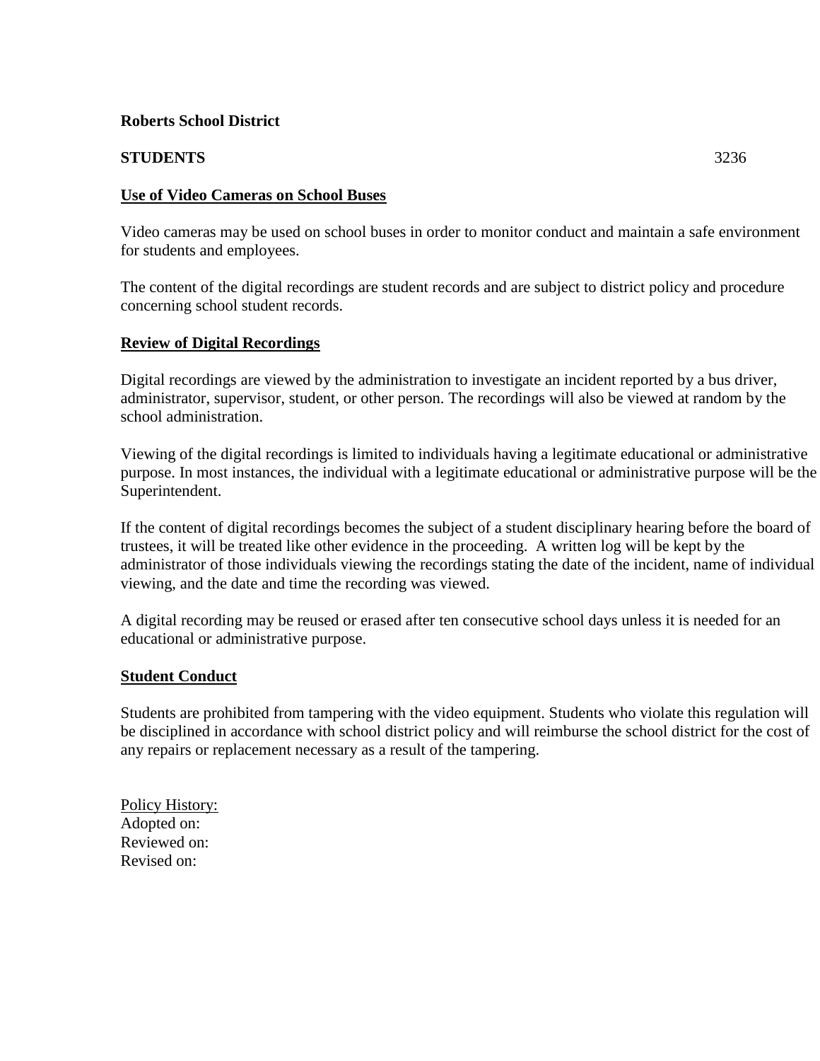**Roberts School District**

**STUDENTS** 3236

**Use of Video Cameras on School Buses**

Video cameras may be used on school buses in order to monitor conduct and maintain a safe environment for students and employees.

The content of the digital recordings are student records and are subject to district policy and procedure concerning school student records.

**Review of Digital Recordings**

Digital recordings are viewed by the administration to investigate an incident reported by a bus driver, administrator, supervisor, student, or other person. The recordings will also be viewed at random by the school administration.

Viewing of the digital recordings is limited to individuals having a legitimate educational or administrative purpose. In most instances, the individual with a legitimate educational or administrative purpose will be the Superintendent.

If the content of digital recordings becomes the subject of a student disciplinary hearing before the board of trustees, it will be treated like other evidence in the proceeding. A written log will be kept by the administrator of those individuals viewing the recordings stating the date of the incident, name of individual viewing, and the date and time the recording was viewed.

A digital recording may be reused or erased after ten consecutive school days unless it is needed for an educational or administrative purpose.

**Student Conduct**

Students are prohibited from tampering with the video equipment. Students who violate this regulation will be disciplined in accordance with school district policy and will reimburse the school district for the cost of any repairs or replacement necessary as a result of the tampering.

Policy History:
Adopted on:
Reviewed on:
Revised on: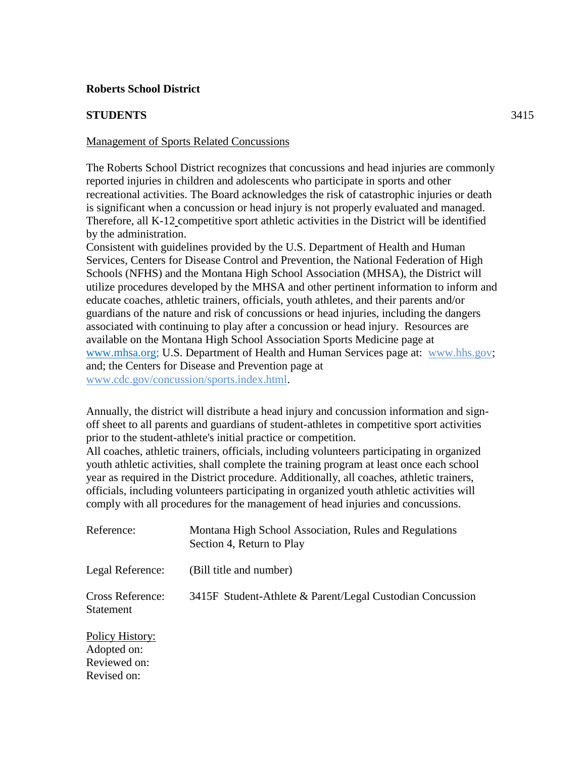**Roberts School District**

**STUDENTS** 3415

Management of Sports Related Concussions

The Roberts School District recognizes that concussions and head injuries are commonly reported injuries in children and adolescents who participate in sports and other recreational activities. The Board acknowledges the risk of catastrophic injuries or death is significant when a concussion or head injury is not properly evaluated and managed. Therefore, all K-12 competitive sport athletic activities in the District will be identified by the administration.

Consistent with guidelines provided by the U.S. Department of Health and Human Services, Centers for Disease Control and Prevention, the National Federation of High Schools (NFHS) and the Montana High School Association (MHSA), the District will utilize procedures developed by the MHSA and other pertinent information to inform and educate coaches, athletic trainers, officials, youth athletes, and their parents and/or guardians of the nature and risk of concussions or head injuries, including the dangers associated with continuing to play after a concussion or head injury. Resources are available on the Montana High School Association Sports Medicine page at www.mhsa.org; U.S. Department of Health and Human Services page at: www.hhs.gov; and; the Centers for Disease and Prevention page at www.cdc.gov/concussion/sports.index.html.

Annually, the district will distribute a head injury and concussion information and sign-off sheet to all parents and guardians of student-athletes in competitive sport activities prior to the student-athlete's initial practice or competition.

All coaches, athletic trainers, officials, including volunteers participating in organized youth athletic activities, shall complete the training program at least once each school year as required in the District procedure. Additionally, all coaches, athletic trainers, officials, including volunteers participating in organized youth athletic activities will comply with all procedures for the management of head injuries and concussions.

| | |
|---|---|
| Reference: | Montana High School Association, Rules and Regulations Section 4, Return to Play |
| Legal Reference: | (Bill title and number) |
| Cross Reference: | 3415F Student-Athlete & Parent/Legal Custodian Concussion Statement |

Policy History:
Adopted on:
Reviewed on:
Revised on: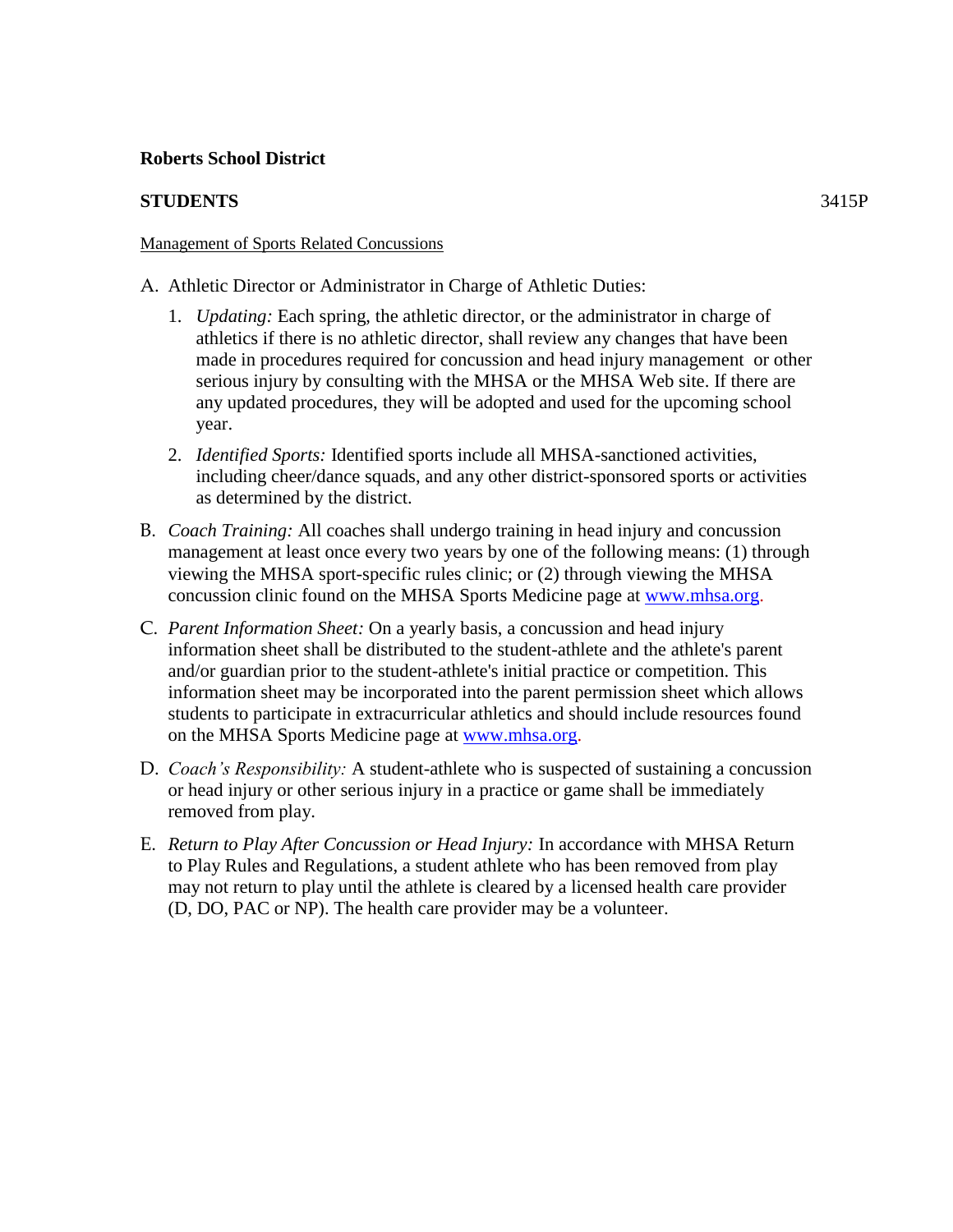**Roberts School District**

**STUDENTS** 3415P

Management of Sports Related Concussions

A. Athletic Director or Administrator in Charge of Athletic Duties:

   1. *Updating:* Each spring, the athletic director, or the administrator in charge of athletics if there is no athletic director, shall review any changes that have been made in procedures required for concussion and head injury management or other serious injury by consulting with the MHSA or the MHSA Web site. If there are any updated procedures, they will be adopted and used for the upcoming school year.

   2. *Identified Sports:* Identified sports include all MHSA-sanctioned activities, including cheer/dance squads, and any other district-sponsored sports or activities as determined by the district.

B. *Coach Training:* All coaches shall undergo training in head injury and concussion management at least once every two years by one of the following means: (1) through viewing the MHSA sport-specific rules clinic; or (2) through viewing the MHSA concussion clinic found on the MHSA Sports Medicine page at www.mhsa.org.

C. *Parent Information Sheet:* On a yearly basis, a concussion and head injury information sheet shall be distributed to the student-athlete and the athlete's parent and/or guardian prior to the student-athlete's initial practice or competition. This information sheet may be incorporated into the parent permission sheet which allows students to participate in extracurricular athletics and should include resources found on the MHSA Sports Medicine page at www.mhsa.org.

D. *Coach's Responsibility:* A student-athlete who is suspected of sustaining a concussion or head injury or other serious injury in a practice or game shall be immediately removed from play.

E. *Return to Play After Concussion or Head Injury:* In accordance with MHSA Return to Play Rules and Regulations, a student athlete who has been removed from play may not return to play until the athlete is cleared by a licensed health care provider (D, DO, PAC or NP). The health care provider may be a volunteer.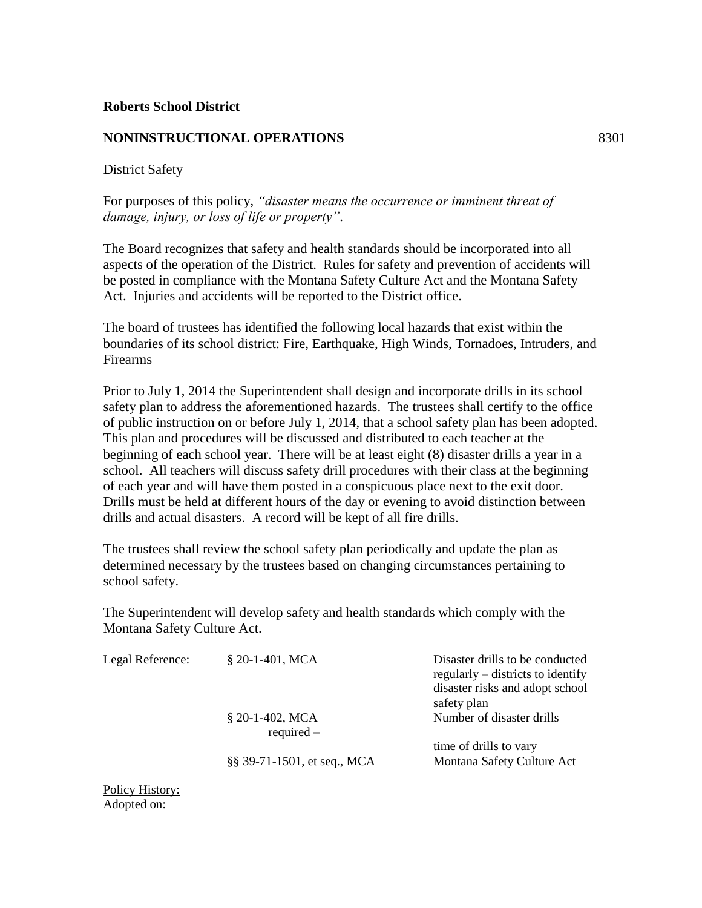**Roberts School District**

**NONINSTRUCTIONAL OPERATIONS** 8301

District Safety

For purposes of this policy, *"disaster means the occurrence or imminent threat of damage, injury, or loss of life or property"*.

The Board recognizes that safety and health standards should be incorporated into all aspects of the operation of the District. Rules for safety and prevention of accidents will be posted in compliance with the Montana Safety Culture Act and the Montana Safety Act. Injuries and accidents will be reported to the District office.

The board of trustees has identified the following local hazards that exist within the boundaries of its school district: Fire, Earthquake, High Winds, Tornadoes, Intruders, and Firearms

Prior to July 1, 2014 the Superintendent shall design and incorporate drills in its school safety plan to address the aforementioned hazards. The trustees shall certify to the office of public instruction on or before July 1, 2014, that a school safety plan has been adopted. This plan and procedures will be discussed and distributed to each teacher at the beginning of each school year. There will be at least eight (8) disaster drills a year in a school. All teachers will discuss safety drill procedures with their class at the beginning of each year and will have them posted in a conspicuous place next to the exit door. Drills must be held at different hours of the day or evening to avoid distinction between drills and actual disasters. A record will be kept of all fire drills.

The trustees shall review the school safety plan periodically and update the plan as determined necessary by the trustees based on changing circumstances pertaining to school safety.

The Superintendent will develop safety and health standards which comply with the Montana Safety Culture Act.

| Legal Reference: | § 20-1-401, MCA | Disaster drills to be conducted regularly – districts to identify disaster risks and adopt school safety plan |
|---|---|---|
| | § 20-1-402, MCA | Number of disaster drills required – time of drills to vary |
| | §§ 39-71-1501, et seq., MCA | Montana Safety Culture Act |

Policy History:
Adopted on: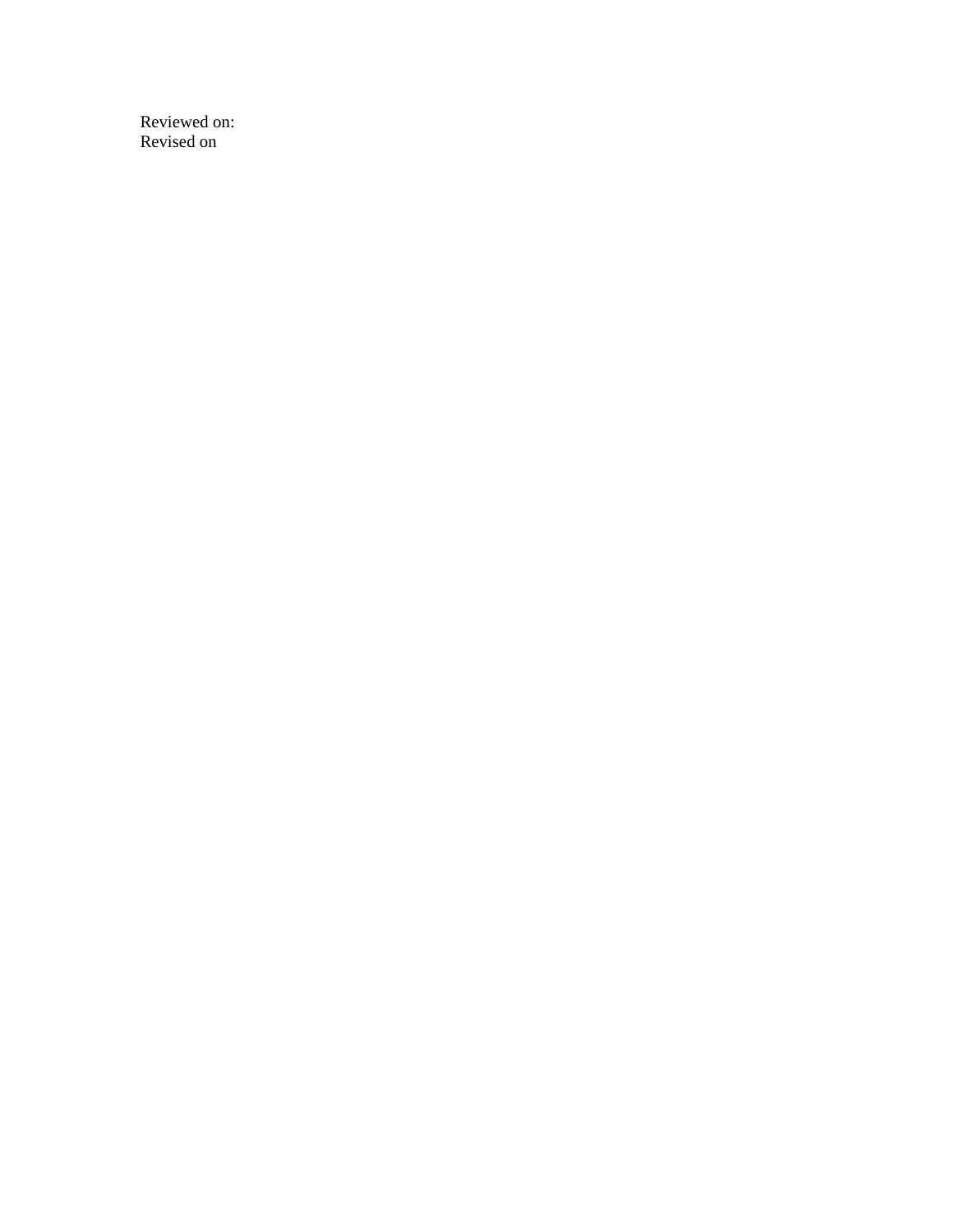Reviewed on:
Revised on